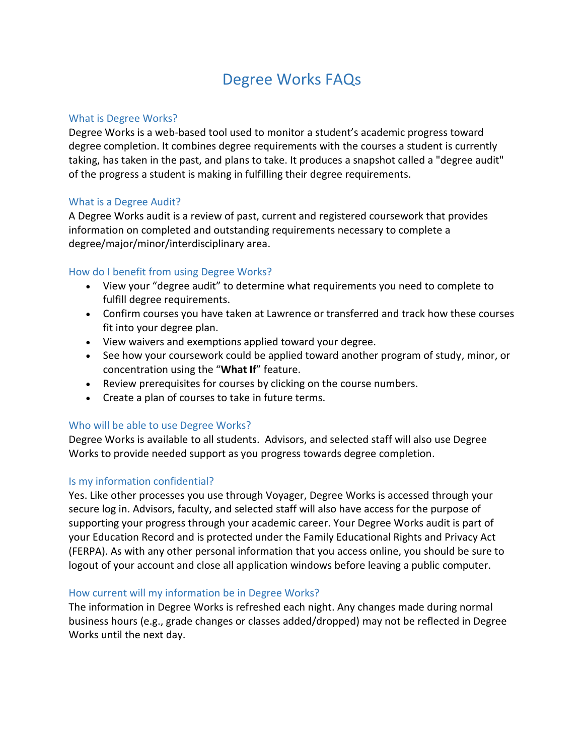# Degree Works FAQs

## What is Degree Works?

Degree Works is a web-based tool used to monitor a student's academic progress toward degree completion. It combines degree requirements with the courses a student is currently taking, has taken in the past, and plans to take. It produces a snapshot called a "degree audit" of the progress a student is making in fulfilling their degree requirements.

## What is a Degree Audit?

A Degree Works audit is a review of past, current and registered coursework that provides information on completed and outstanding requirements necessary to complete a degree/major/minor/interdisciplinary area.

## How do I benefit from using Degree Works?

- View your "degree audit" to determine what requirements you need to complete to fulfill degree requirements.
- Confirm courses you have taken at Lawrence or transferred and track how these courses fit into your degree plan.
- View waivers and exemptions applied toward your degree.
- See how your coursework could be applied toward another program of study, minor, or concentration using the "**What If**" feature.
- Review prerequisites for courses by clicking on the course numbers.
- Create a plan of courses to take in future terms.

## Who will be able to use Degree Works?

Degree Works is available to all students. Advisors, and selected staff will also use Degree Works to provide needed support as you progress towards degree completion.

## Is my information confidential?

Yes. Like other processes you use through Voyager, Degree Works is accessed through your secure log in. Advisors, faculty, and selected staff will also have access for the purpose of supporting your progress through your academic career. Your Degree Works audit is part of your Education Record and is protected under the Family Educational Rights and Privacy Act (FERPA). As with any other personal information that you access online, you should be sure to logout of your account and close all application windows before leaving a public computer.

## How current will my information be in Degree Works?

The information in Degree Works is refreshed each night. Any changes made during normal business hours (e.g., grade changes or classes added/dropped) may not be reflected in Degree Works until the next day.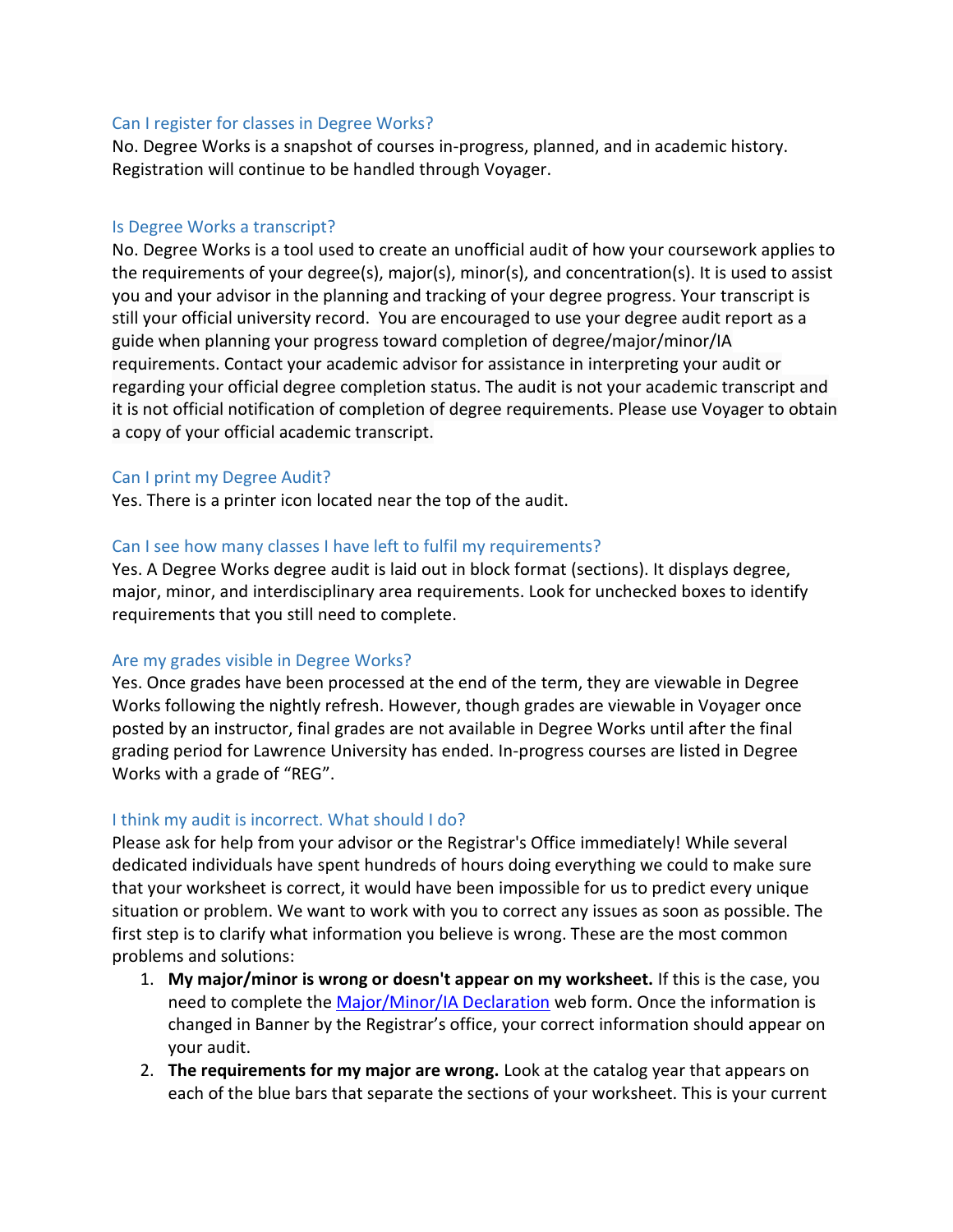### Can I register for classes in Degree Works?

No. Degree Works is a snapshot of courses in-progress, planned, and in academic history. Registration will continue to be handled through Voyager.

### Is Degree Works a transcript?

No. Degree Works is a tool used to create an unofficial audit of how your coursework applies to the requirements of your degree(s), major(s), minor(s), and concentration(s). It is used to assist you and your advisor in the planning and tracking of your degree progress. Your transcript is still your official university record. You are encouraged to use your degree audit report as a guide when planning your progress toward completion of degree/major/minor/IA requirements. Contact your academic advisor for assistance in interpreting your audit or regarding your official degree completion status. The audit is not your academic transcript and it is not official notification of completion of degree requirements. Please use Voyager to obtain a copy of your official academic transcript.

### Can I print my Degree Audit?

Yes. There is a printer icon located near the top of the audit.

### Can I see how many classes I have left to fulfil my requirements?

Yes. A Degree Works degree audit is laid out in block format (sections). It displays degree, major, minor, and interdisciplinary area requirements. Look for unchecked boxes to identify requirements that you still need to complete.

### Are my grades visible in Degree Works?

Yes. Once grades have been processed at the end of the term, they are viewable in Degree Works following the nightly refresh. However, though grades are viewable in Voyager once posted by an instructor, final grades are not available in Degree Works until after the final grading period for Lawrence University has ended. In-progress courses are listed in Degree Works with a grade of "REG".

### I think my audit is incorrect. What should I do?

Please ask for help from your advisor or the Registrar's Office immediately! While several dedicated individuals have spent hundreds of hours doing everything we could to make sure that your worksheet is correct, it would have been impossible for us to predict every unique situation or problem. We want to work with you to correct any issues as soon as possible. The first step is to clarify what information you believe is wrong. These are the most common problems and solutions:

1. **My major/minor is wrong or doesn't appear on my worksheet.** If this is the case, you need to complete the Major/Minor/IA Declaration web form. Once the information is changed in Banner by the Registrar's office, your correct information should appear on your audit.
2. **The requirements for my major are wrong.** Look at the catalog year that appears on each of the blue bars that separate the sections of your worksheet. This is your current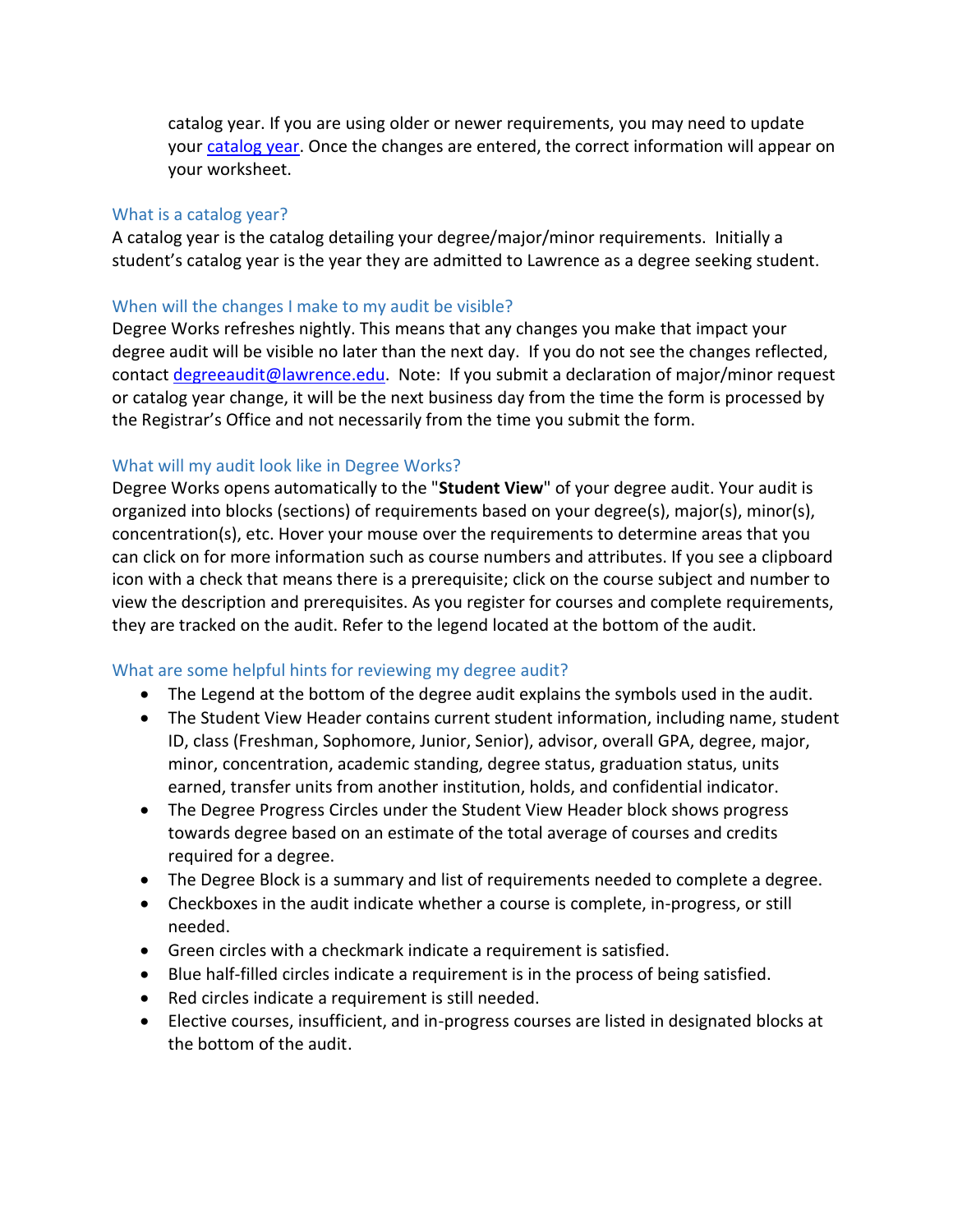catalog year. If you are using older or newer requirements, you may need to update your [catalog year](). Once the changes are entered, the correct information will appear on your worksheet.

### What is a catalog year?

A catalog year is the catalog detailing your degree/major/minor requirements. Initially a student's catalog year is the year they are admitted to Lawrence as a degree seeking student.

### When will the changes I make to my audit be visible?

Degree Works refreshes nightly. This means that any changes you make that impact your degree audit will be visible no later than the next day. If you do not see the changes reflected, contact degreeaudit@lawrence.edu. Note: If you submit a declaration of major/minor request or catalog year change, it will be the next business day from the time the form is processed by the Registrar's Office and not necessarily from the time you submit the form.

### What will my audit look like in Degree Works?

Degree Works opens automatically to the "**Student View**" of your degree audit. Your audit is organized into blocks (sections) of requirements based on your degree(s), major(s), minor(s), concentration(s), etc. Hover your mouse over the requirements to determine areas that you can click on for more information such as course numbers and attributes. If you see a clipboard icon with a check that means there is a prerequisite; click on the course subject and number to view the description and prerequisites. As you register for courses and complete requirements, they are tracked on the audit. Refer to the legend located at the bottom of the audit.

### What are some helpful hints for reviewing my degree audit?

- The Legend at the bottom of the degree audit explains the symbols used in the audit.
- The Student View Header contains current student information, including name, student ID, class (Freshman, Sophomore, Junior, Senior), advisor, overall GPA, degree, major, minor, concentration, academic standing, degree status, graduation status, units earned, transfer units from another institution, holds, and confidential indicator.
- The Degree Progress Circles under the Student View Header block shows progress towards degree based on an estimate of the total average of courses and credits required for a degree.
- The Degree Block is a summary and list of requirements needed to complete a degree.
- Checkboxes in the audit indicate whether a course is complete, in-progress, or still needed.
- Green circles with a checkmark indicate a requirement is satisfied.
- Blue half-filled circles indicate a requirement is in the process of being satisfied.
- Red circles indicate a requirement is still needed.
- Elective courses, insufficient, and in-progress courses are listed in designated blocks at the bottom of the audit.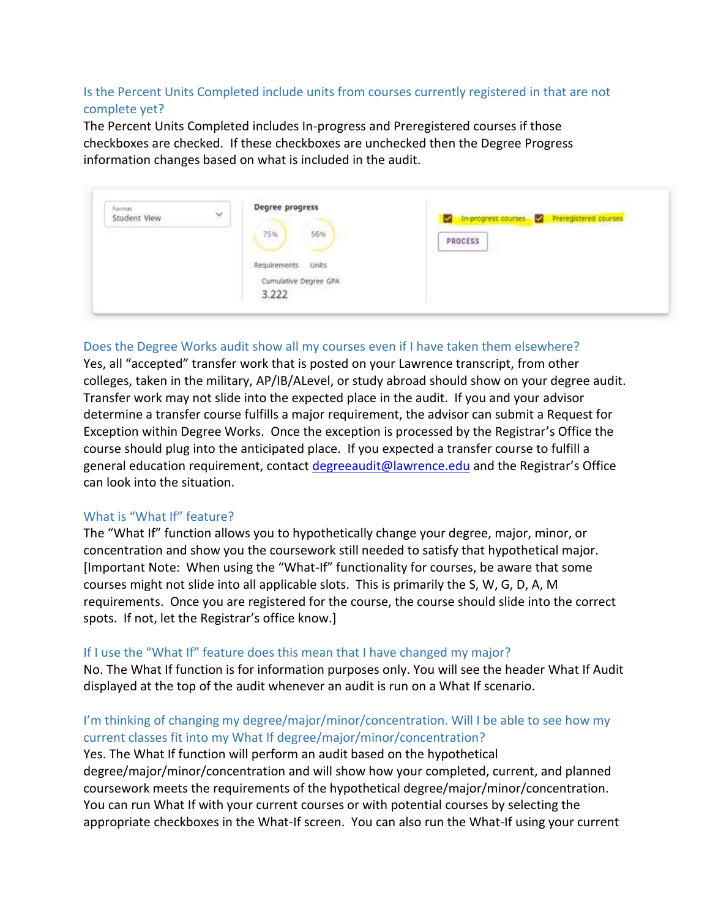### Is the Percent Units Completed include units from courses currently registered in that are not complete yet?

The Percent Units Completed includes In-progress and Preregistered courses if those checkboxes are checked. If these checkboxes are unchecked then the Degree Progress information changes based on what is included in the audit.

### Does the Degree Works audit show all my courses even if I have taken them elsewhere?

Yes, all "accepted" transfer work that is posted on your Lawrence transcript, from other colleges, taken in the military, AP/IB/ALevel, or study abroad should show on your degree audit. Transfer work may not slide into the expected place in the audit. If you and your advisor determine a transfer course fulfills a major requirement, the advisor can submit a Request for Exception within Degree Works. Once the exception is processed by the Registrar's Office the course should plug into the anticipated place. If you expected a transfer course to fulfill a general education requirement, contact degreeaudit@lawrence.edu and the Registrar's Office can look into the situation.

### What is "What If" feature?

The "What If" function allows you to hypothetically change your degree, major, minor, or concentration and show you the coursework still needed to satisfy that hypothetical major. [Important Note: When using the "What-If" functionality for courses, be aware that some courses might not slide into all applicable slots. This is primarily the S, W, G, D, A, M requirements. Once you are registered for the course, the course should slide into the correct spots. If not, let the Registrar's office know.]

### If I use the "What If" feature does this mean that I have changed my major?

No. The What If function is for information purposes only. You will see the header What If Audit displayed at the top of the audit whenever an audit is run on a What If scenario.

### I'm thinking of changing my degree/major/minor/concentration. Will I be able to see how my current classes fit into my What If degree/major/minor/concentration?

Yes. The What If function will perform an audit based on the hypothetical degree/major/minor/concentration and will show how your completed, current, and planned coursework meets the requirements of the hypothetical degree/major/minor/concentration. You can run What If with your current courses or with potential courses by selecting the appropriate checkboxes in the What-If screen. You can also run the What-If using your current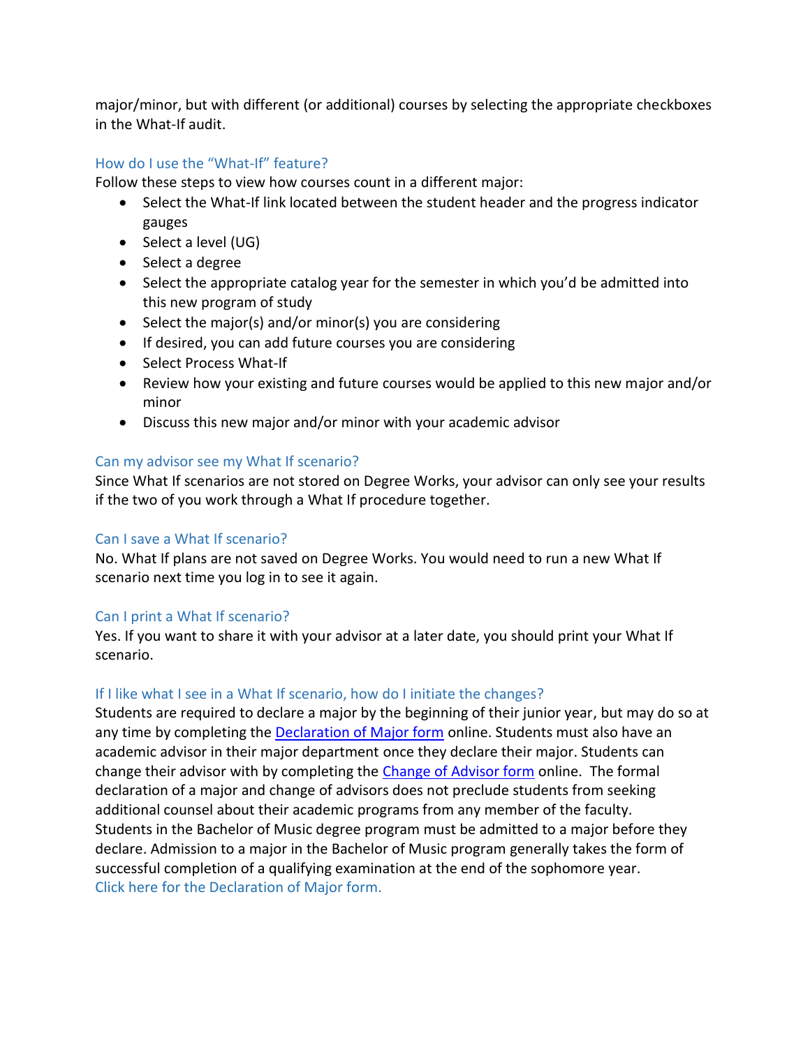major/minor, but with different (or additional) courses by selecting the appropriate checkboxes in the What-If audit.

### How do I use the "What-If" feature?

Follow these steps to view how courses count in a different major:

- Select the What-If link located between the student header and the progress indicator gauges
- Select a level (UG)
- Select a degree
- Select the appropriate catalog year for the semester in which you'd be admitted into this new program of study
- Select the major(s) and/or minor(s) you are considering
- If desired, you can add future courses you are considering
- Select Process What-If
- Review how your existing and future courses would be applied to this new major and/or minor
- Discuss this new major and/or minor with your academic advisor

### Can my advisor see my What If scenario?

Since What If scenarios are not stored on Degree Works, your advisor can only see your results if the two of you work through a What If procedure together.

### Can I save a What If scenario?

No. What If plans are not saved on Degree Works. You would need to run a new What If scenario next time you log in to see it again.

### Can I print a What If scenario?

Yes. If you want to share it with your advisor at a later date, you should print your What If scenario.

### If I like what I see in a What If scenario, how do I initiate the changes?

Students are required to declare a major by the beginning of their junior year, but may do so at any time by completing the Declaration of Major form online. Students must also have an academic advisor in their major department once they declare their major. Students can change their advisor with by completing the Change of Advisor form online. The formal declaration of a major and change of advisors does not preclude students from seeking additional counsel about their academic programs from any member of the faculty. Students in the Bachelor of Music degree program must be admitted to a major before they declare. Admission to a major in the Bachelor of Music program generally takes the form of successful completion of a qualifying examination at the end of the sophomore year.

Click here for the Declaration of Major form.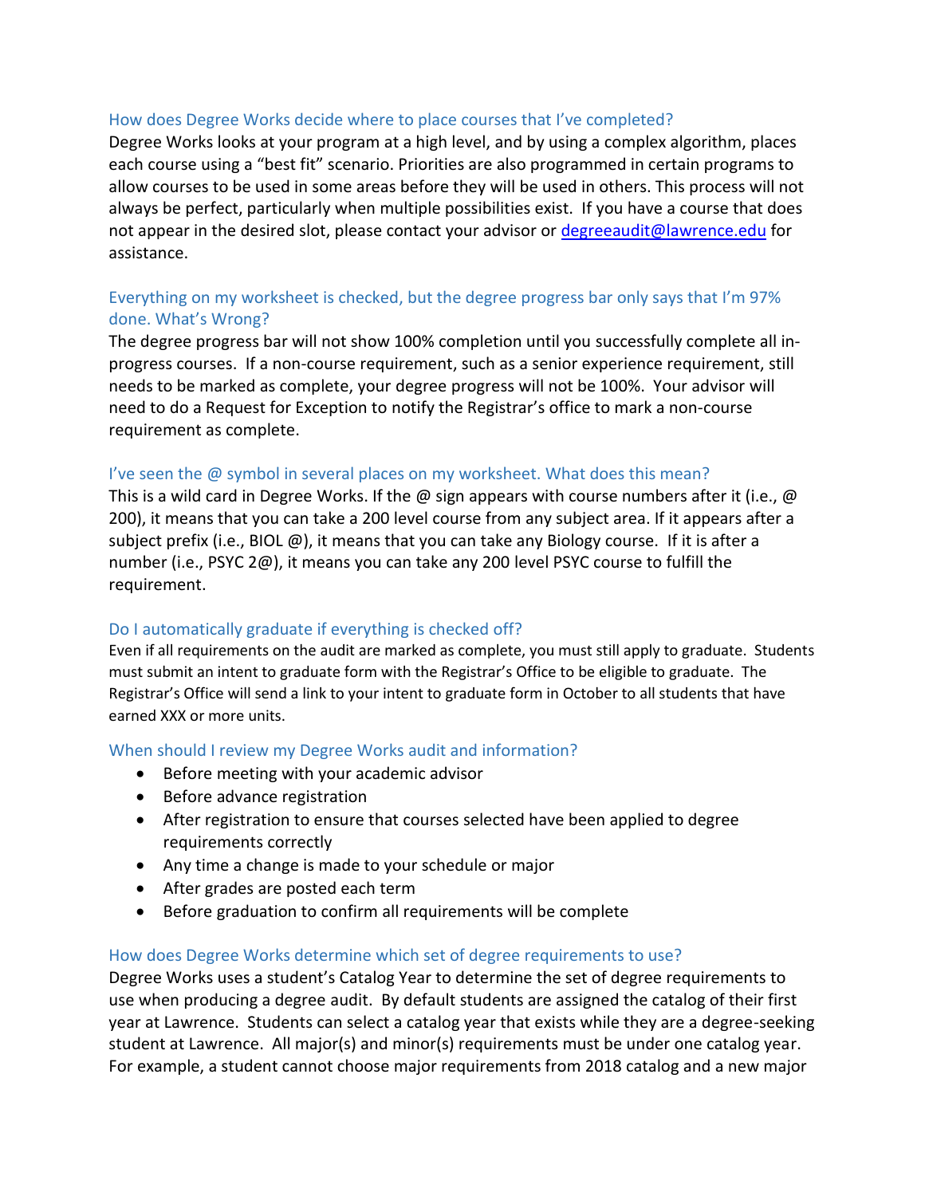### How does Degree Works decide where to place courses that I've completed?

Degree Works looks at your program at a high level, and by using a complex algorithm, places each course using a "best fit" scenario. Priorities are also programmed in certain programs to allow courses to be used in some areas before they will be used in others. This process will not always be perfect, particularly when multiple possibilities exist. If you have a course that does not appear in the desired slot, please contact your advisor or [degreeaudit@lawrence.edu](mailto:degreeaudit@lawrence.edu) for assistance.

### Everything on my worksheet is checked, but the degree progress bar only says that I'm 97% done. What's Wrong?

The degree progress bar will not show 100% completion until you successfully complete all in-progress courses. If a non-course requirement, such as a senior experience requirement, still needs to be marked as complete, your degree progress will not be 100%. Your advisor will need to do a Request for Exception to notify the Registrar's office to mark a non-course requirement as complete.

### I've seen the @ symbol in several places on my worksheet. What does this mean?

This is a wild card in Degree Works. If the @ sign appears with course numbers after it (i.e., @ 200), it means that you can take a 200 level course from any subject area. If it appears after a subject prefix (i.e., BIOL @), it means that you can take any Biology course. If it is after a number (i.e., PSYC 2@), it means you can take any 200 level PSYC course to fulfill the requirement.

### Do I automatically graduate if everything is checked off?

Even if all requirements on the audit are marked as complete, you must still apply to graduate. Students must submit an intent to graduate form with the Registrar's Office to be eligible to graduate. The Registrar's Office will send a link to your intent to graduate form in October to all students that have earned XXX or more units.

### When should I review my Degree Works audit and information?

- Before meeting with your academic advisor
- Before advance registration
- After registration to ensure that courses selected have been applied to degree requirements correctly
- Any time a change is made to your schedule or major
- After grades are posted each term
- Before graduation to confirm all requirements will be complete

### How does Degree Works determine which set of degree requirements to use?

Degree Works uses a student's Catalog Year to determine the set of degree requirements to use when producing a degree audit. By default students are assigned the catalog of their first year at Lawrence. Students can select a catalog year that exists while they are a degree-seeking student at Lawrence. All major(s) and minor(s) requirements must be under one catalog year. For example, a student cannot choose major requirements from 2018 catalog and a new major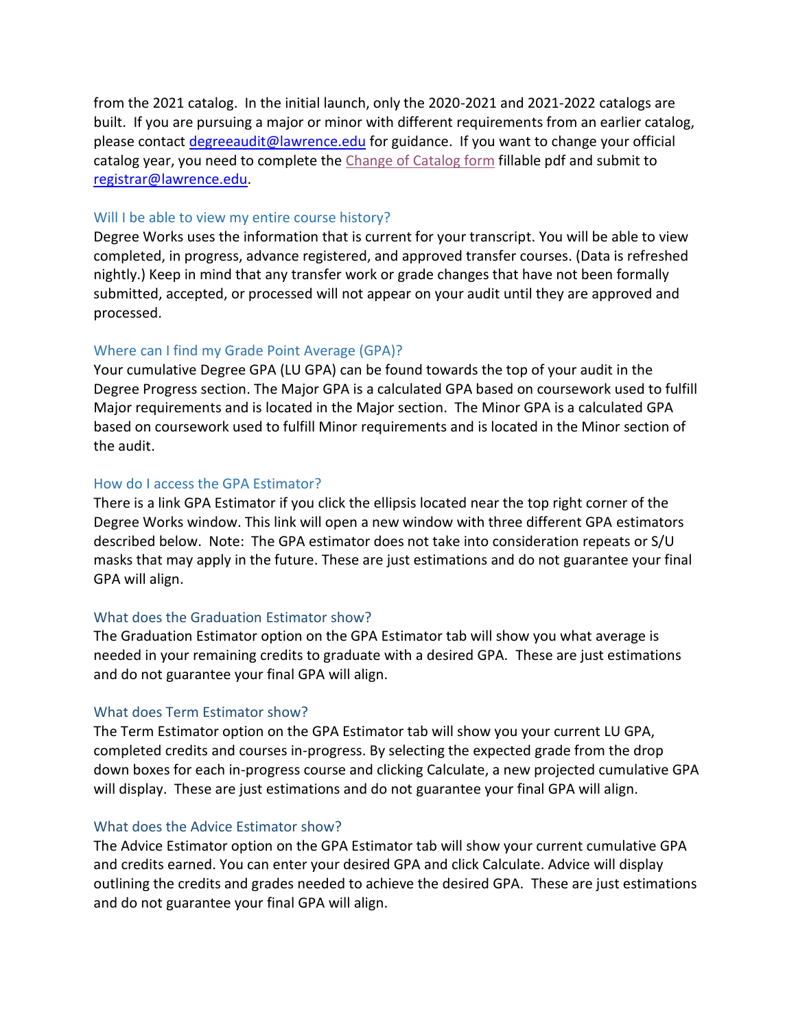from the 2021 catalog. In the initial launch, only the 2020-2021 and 2021-2022 catalogs are built. If you are pursuing a major or minor with different requirements from an earlier catalog, please contact degreeaudit@lawrence.edu for guidance. If you want to change your official catalog year, you need to complete the Change of Catalog form fillable pdf and submit to registrar@lawrence.edu.

### Will I be able to view my entire course history?

Degree Works uses the information that is current for your transcript. You will be able to view completed, in progress, advance registered, and approved transfer courses. (Data is refreshed nightly.) Keep in mind that any transfer work or grade changes that have not been formally submitted, accepted, or processed will not appear on your audit until they are approved and processed.

### Where can I find my Grade Point Average (GPA)?

Your cumulative Degree GPA (LU GPA) can be found towards the top of your audit in the Degree Progress section. The Major GPA is a calculated GPA based on coursework used to fulfill Major requirements and is located in the Major section. The Minor GPA is a calculated GPA based on coursework used to fulfill Minor requirements and is located in the Minor section of the audit.

### How do I access the GPA Estimator?

There is a link GPA Estimator if you click the ellipsis located near the top right corner of the Degree Works window. This link will open a new window with three different GPA estimators described below. Note: The GPA estimator does not take into consideration repeats or S/U masks that may apply in the future. These are just estimations and do not guarantee your final GPA will align.

### What does the Graduation Estimator show?

The Graduation Estimator option on the GPA Estimator tab will show you what average is needed in your remaining credits to graduate with a desired GPA. These are just estimations and do not guarantee your final GPA will align.

### What does Term Estimator show?

The Term Estimator option on the GPA Estimator tab will show you your current LU GPA, completed credits and courses in-progress. By selecting the expected grade from the drop down boxes for each in-progress course and clicking Calculate, a new projected cumulative GPA will display. These are just estimations and do not guarantee your final GPA will align.

### What does the Advice Estimator show?

The Advice Estimator option on the GPA Estimator tab will show your current cumulative GPA and credits earned. You can enter your desired GPA and click Calculate. Advice will display outlining the credits and grades needed to achieve the desired GPA. These are just estimations and do not guarantee your final GPA will align.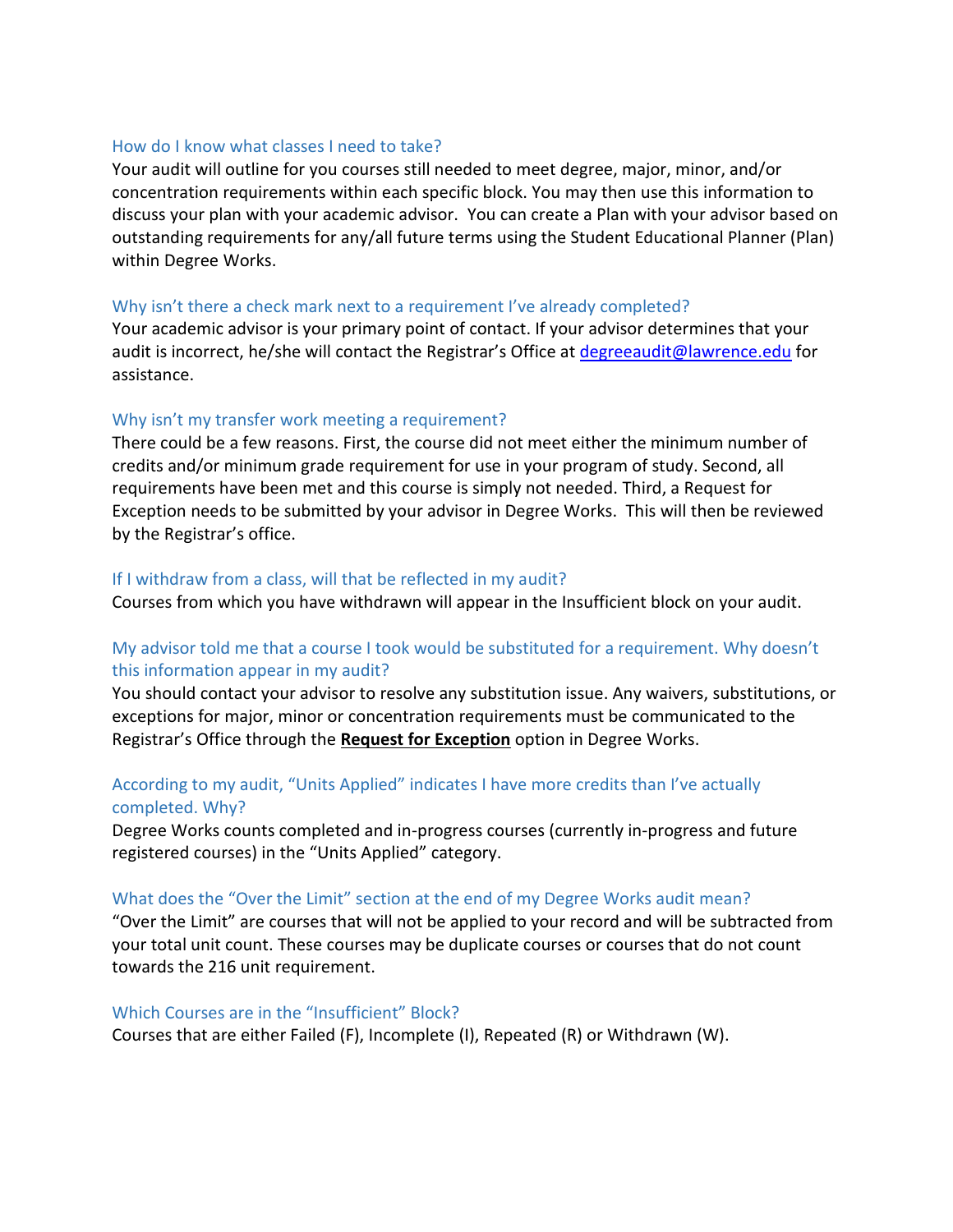### How do I know what classes I need to take?

Your audit will outline for you courses still needed to meet degree, major, minor, and/or concentration requirements within each specific block. You may then use this information to discuss your plan with your academic advisor. You can create a Plan with your advisor based on outstanding requirements for any/all future terms using the Student Educational Planner (Plan) within Degree Works.

### Why isn't there a check mark next to a requirement I've already completed?

Your academic advisor is your primary point of contact. If your advisor determines that your audit is incorrect, he/she will contact the Registrar's Office at [degreeaudit@lawrence.edu](mailto:degreeaudit@lawrence.edu) for assistance.

### Why isn't my transfer work meeting a requirement?

There could be a few reasons. First, the course did not meet either the minimum number of credits and/or minimum grade requirement for use in your program of study. Second, all requirements have been met and this course is simply not needed. Third, a Request for Exception needs to be submitted by your advisor in Degree Works. This will then be reviewed by the Registrar's office.

### If I withdraw from a class, will that be reflected in my audit?

Courses from which you have withdrawn will appear in the Insufficient block on your audit.

### My advisor told me that a course I took would be substituted for a requirement. Why doesn't this information appear in my audit?

You should contact your advisor to resolve any substitution issue. Any waivers, substitutions, or exceptions for major, minor or concentration requirements must be communicated to the Registrar's Office through the **Request for Exception** option in Degree Works.

### According to my audit, "Units Applied" indicates I have more credits than I've actually completed. Why?

Degree Works counts completed and in-progress courses (currently in-progress and future registered courses) in the "Units Applied" category.

### What does the "Over the Limit" section at the end of my Degree Works audit mean?

"Over the Limit" are courses that will not be applied to your record and will be subtracted from your total unit count. These courses may be duplicate courses or courses that do not count towards the 216 unit requirement.

### Which Courses are in the "Insufficient" Block?

Courses that are either Failed (F), Incomplete (I), Repeated (R) or Withdrawn (W).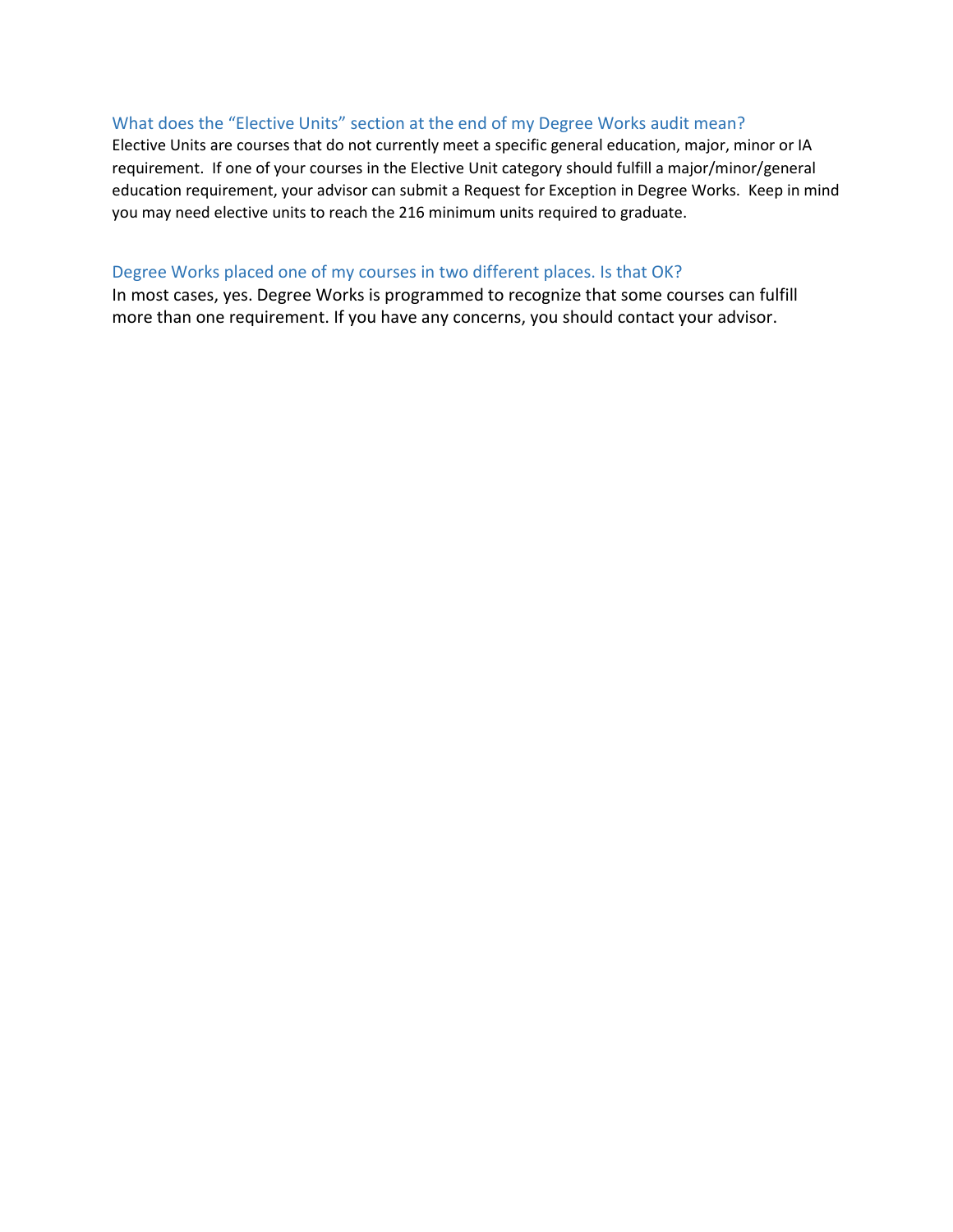### What does the “Elective Units” section at the end of my Degree Works audit mean?

Elective Units are courses that do not currently meet a specific general education, major, minor or IA requirement. If one of your courses in the Elective Unit category should fulfill a major/minor/general education requirement, your advisor can submit a Request for Exception in Degree Works. Keep in mind you may need elective units to reach the 216 minimum units required to graduate.

### Degree Works placed one of my courses in two different places. Is that OK?

In most cases, yes. Degree Works is programmed to recognize that some courses can fulfill more than one requirement. If you have any concerns, you should contact your advisor.